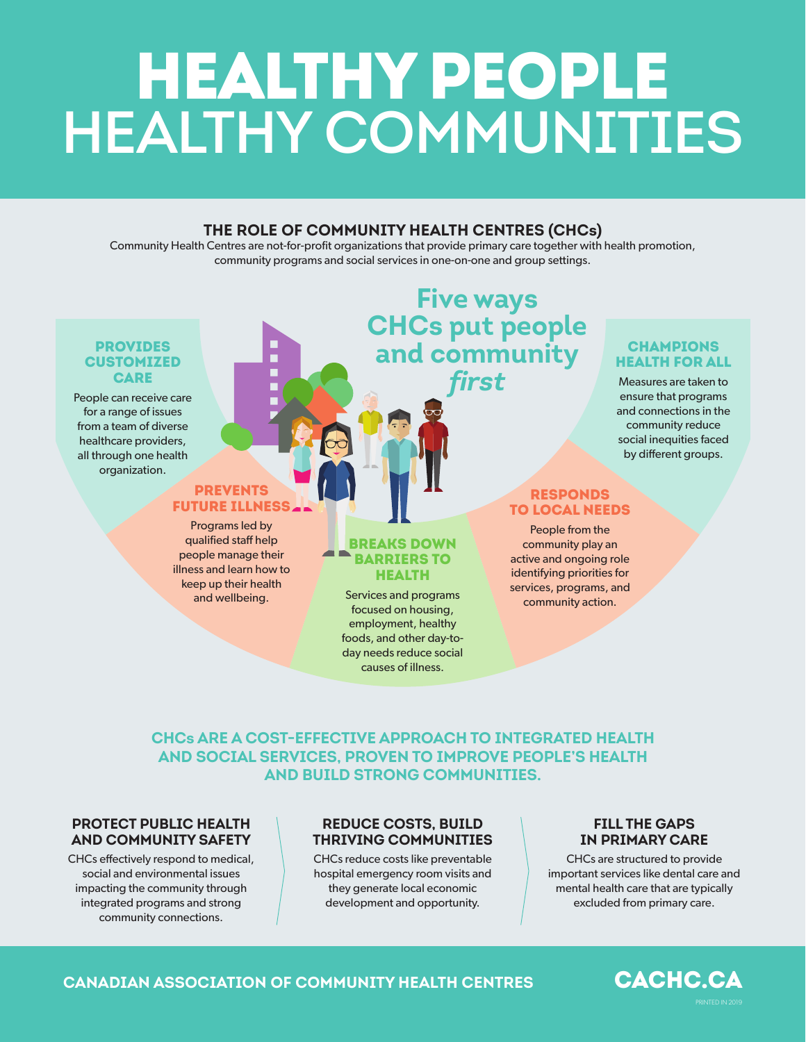# HEALTHY PEOPLE HEALTHY COMMUNITIES

## THE ROLE OF COMMUNITY HEALTH CENTRES (CHCs)

Community Health Centres are not-for-profit organizations that provide primary care together with health promotion, community programs and social services in one-on-one and group settings.

## Five ways CHCs put people and community *first*

### PROVIDES CUSTOMIZED CARE

People can receive care for a range of issues from a team of diverse healthcare providers, all through one health organization.

### PREVENTS FUTURE ILLNESS

Programs led by qualified staff help people manage their illness and learn how to keep up their health and wellbeing.

### BREAKS DOWN BARRIERS TO HEALTH

Services and programs focused on housing, employment, healthy foods, and other day-to-day needs reduce social causes of illness.

### RESPONDS TO LOCAL NEEDS

People from the community play an active and ongoing role identifying priorities for services, programs, and community action.

### CHAMPIONS HEALTH FOR ALL

Measures are taken to ensure that programs and connections in the community reduce social inequities faced by different groups.

## CHCs ARE A COST-EFFECTIVE APPROACH TO INTEGRATED HEALTH AND SOCIAL SERVICES, PROVEN TO IMPROVE PEOPLE'S HEALTH AND BUILD STRONG COMMUNITIES.

### PROTECT PUBLIC HEALTH AND COMMUNITY SAFETY

CHCs effectively respond to medical, social and environmental issues impacting the community through integrated programs and strong community connections.

### REDUCE COSTS, BUILD THRIVING COMMUNITIES

CHCs reduce costs like preventable hospital emergency room visits and they generate local economic development and opportunity.

### FILL THE GAPS IN PRIMARY CARE

CHCs are structured to provide important services like dental care and mental health care that are typically excluded from primary care.

CANADIAN ASSOCIATION OF COMMUNITY HEALTH CENTRES

CACHC.CA

PRINTED IN 2019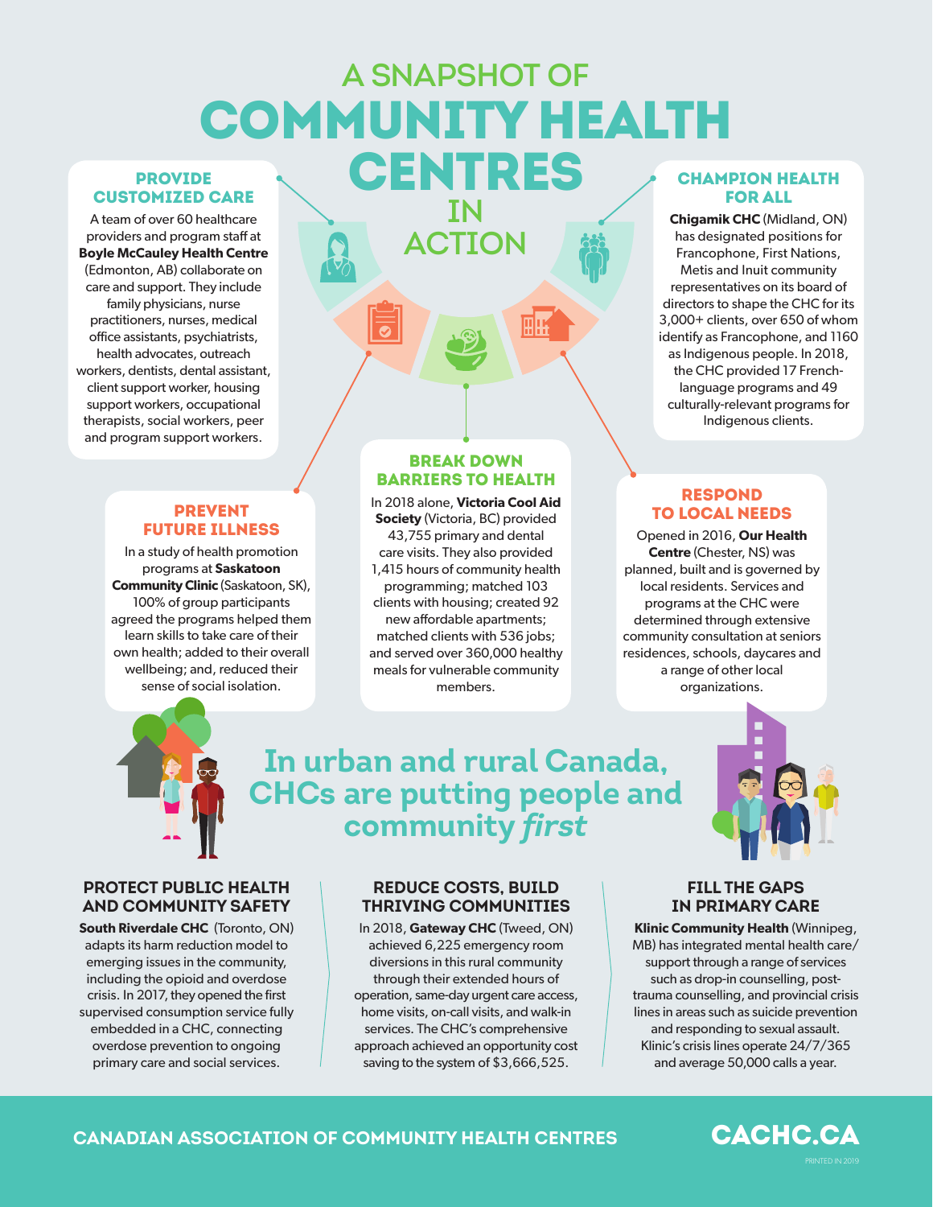# A SNAPSHOT OF COMMUNITY HEALTH CENTRES IN ACTION

## PROVIDE CUSTOMIZED CARE

A team of over 60 healthcare providers and program staff at **Boyle McCauley Health Centre** (Edmonton, AB) collaborate on care and support. They include family physicians, nurse practitioners, nurses, medical office assistants, psychiatrists, health advocates, outreach workers, dentists, dental assistant, client support worker, housing support workers, occupational therapists, social workers, peer and program support workers.

## CHAMPION HEALTH FOR ALL

**Chigamik CHC** (Midland, ON) has designated positions for Francophone, First Nations, Metis and Inuit community representatives on its board of directors to shape the CHC for its 3,000+ clients, over 650 of whom identify as Francophone, and 1160 as Indigenous people. In 2018, the CHC provided 17 French-language programs and 49 culturally-relevant programs for Indigenous clients.

## PREVENT FUTURE ILLNESS

In a study of health promotion programs at **Saskatoon Community Clinic** (Saskatoon, SK), 100% of group participants agreed the programs helped them learn skills to take care of their own health; added to their overall wellbeing; and, reduced their sense of social isolation.

## BREAK DOWN BARRIERS TO HEALTH

In 2018 alone, **Victoria Cool Aid Society** (Victoria, BC) provided 43,755 primary and dental care visits. They also provided 1,415 hours of community health programming; matched 103 clients with housing; created 92 new affordable apartments; matched clients with 536 jobs; and served over 360,000 healthy meals for vulnerable community members.

## RESPOND TO LOCAL NEEDS

Opened in 2016, **Our Health Centre** (Chester, NS) was planned, built and is governed by local residents. Services and programs at the CHC were determined through extensive community consultation at seniors residences, schools, daycares and a range of other local organizations.

## In urban and rural Canada, CHCs are putting people and community *first*

### PROTECT PUBLIC HEALTH AND COMMUNITY SAFETY

**South Riverdale CHC** (Toronto, ON) adapts its harm reduction model to emerging issues in the community, including the opioid and overdose crisis. In 2017, they opened the first supervised consumption service fully embedded in a CHC, connecting overdose prevention to ongoing primary care and social services.

### REDUCE COSTS, BUILD THRIVING COMMUNITIES

In 2018, **Gateway CHC** (Tweed, ON) achieved 6,225 emergency room diversions in this rural community through their extended hours of operation, same-day urgent care access, home visits, on-call visits, and walk-in services. The CHC's comprehensive approach achieved an opportunity cost saving to the system of $3,666,525.

### FILL THE GAPS IN PRIMARY CARE

**Klinic Community Health** (Winnipeg, MB) has integrated mental health care/support through a range of services such as drop-in counselling, post-trauma counselling, and provincial crisis lines in areas such as suicide prevention and responding to sexual assault. Klinic's crisis lines operate 24/7/365 and average 50,000 calls a year.

CANADIAN ASSOCIATION OF COMMUNITY HEALTH CENTRES

CACHC.CA

PRINTED IN 2019